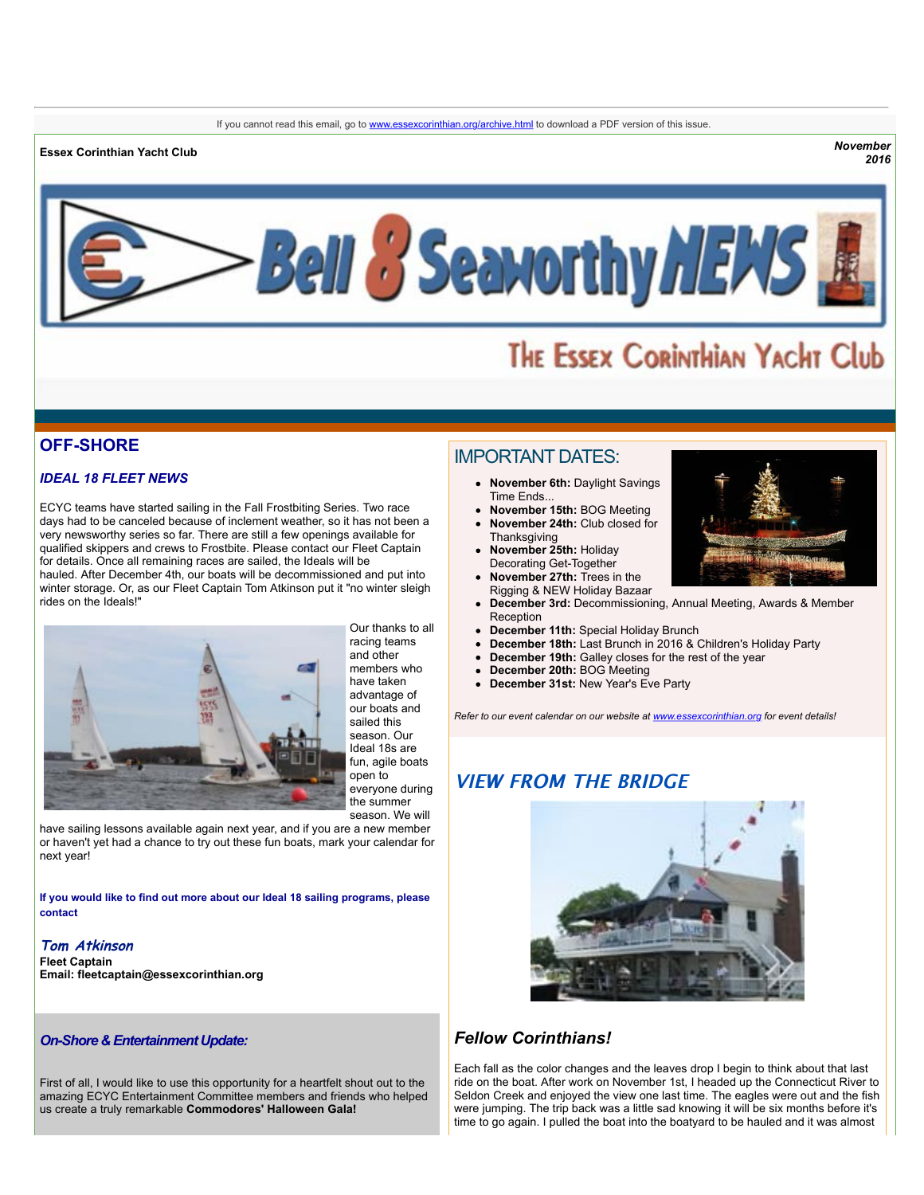If you cannot read this email, go to www.essexcorinthian.org/archive.html to download a PDF version of this issue.

**Essex Corinthian Yacht Club**

***November 2016***

# Bell 8 Seaworthy NEWS

## The Essex Corinthian Yacht Club

## OFF-SHORE

### *IDEAL 18 FLEET NEWS*

ECYC teams have started sailing in the Fall Frostbiting Series. Two race days had to be canceled because of inclement weather, so it has not been a very newsworthy series so far. There are still a few openings available for qualified skippers and crews to Frostbite. Please contact our Fleet Captain for details. Once all remaining races are sailed, the Ideals will be hauled. After December 4th, our boats will be decommissioned and put into winter storage. Or, as our Fleet Captain Tom Atkinson put it "no winter sleigh rides on the Ideals!"

Our thanks to all racing teams and other members who have taken advantage of our boats and sailed this season. Our Ideal 18s are fun, agile boats open to everyone during the summer season. We will have sailing lessons available again next year, and if you are a new member or haven't yet had a chance to try out these fun boats, mark your calendar for next year!

**If you would like to find out more about our Ideal 18 sailing programs, please contact**

***Tom Atkinson***
**Fleet Captain**
**Email: fleetcaptain@essexcorinthian.org**

### *On-Shore & Entertainment Update:*

First of all, I would like to use this opportunity for a heartfelt shout out to the amazing ECYC Entertainment Committee members and friends who helped us create a truly remarkable **Commodores' Halloween Gala!**

## IMPORTANT DATES:

- **November 6th:** Daylight Savings Time Ends...
- **November 15th:** BOG Meeting
- **November 24th:** Club closed for Thanksgiving
- **November 25th:** Holiday Decorating Get-Together
- **November 27th:** Trees in the Rigging & NEW Holiday Bazaar
- **December 3rd:** Decommissioning, Annual Meeting, Awards & Member Reception
- **December 11th:** Special Holiday Brunch
- **December 18th:** Last Brunch in 2016 & Children's Holiday Party
- **December 19th:** Galley closes for the rest of the year
- **December 20th:** BOG Meeting
- **December 31st:** New Year's Eve Party

*Refer to our event calendar on our website at www.essexcorinthian.org for event details!*

## *VIEW FROM THE BRIDGE*

### *Fellow Corinthians!*

Each fall as the color changes and the leaves drop I begin to think about that last ride on the boat. After work on November 1st, I headed up the Connecticut River to Seldon Creek and enjoyed the view one last time. The eagles were out and the fish were jumping. The trip back was a little sad knowing it will be six months before it's time to go again. I pulled the boat into the boatyard to be hauled and it was almost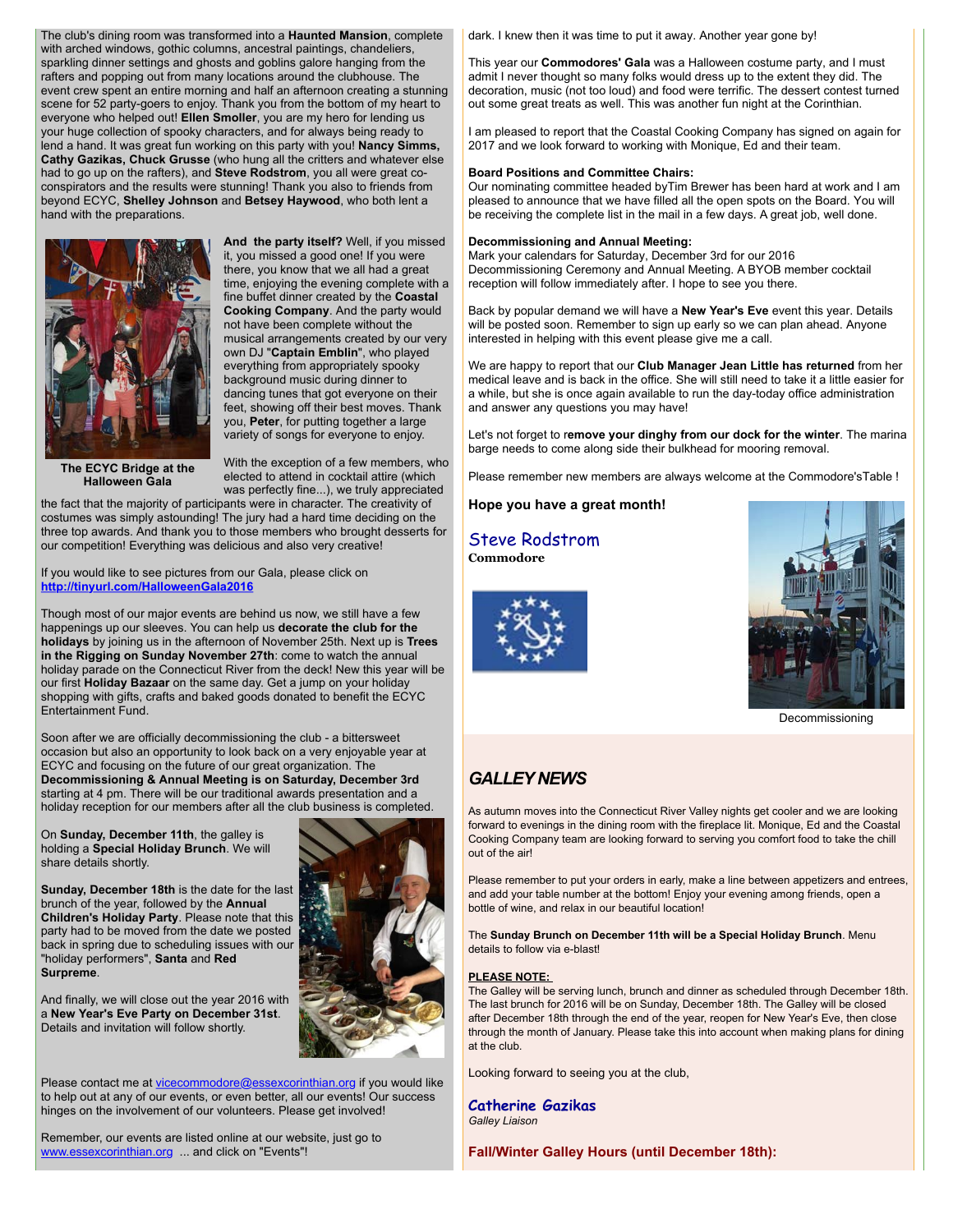The club's dining room was transformed into a **Haunted Mansion**, complete with arched windows, gothic columns, ancestral paintings, chandeliers, sparkling dinner settings and ghosts and goblins galore hanging from the rafters and popping out from many locations around the clubhouse. The event crew spent an entire morning and half an afternoon creating a stunning scene for 52 party-goers to enjoy. Thank you from the bottom of my heart to everyone who helped out! **Ellen Smoller**, you are my hero for lending us your huge collection of spooky characters, and for always being ready to lend a hand. It was great fun working on this party with you! **Nancy Simms, Cathy Gazikas, Chuck Grusse** (who hung all the critters and whatever else had to go up on the rafters), and **Steve Rodstrom**, you all were great co-conspirators and the results were stunning! Thank you also to friends from beyond ECYC, **Shelley Johnson** and **Betsey Haywood**, who both lent a hand with the preparations.

**The ECYC Bridge at the Halloween Gala**

**And the party itself?** Well, if you missed it, you missed a good one! If you were there, you know that we all had a great time, enjoying the evening complete with a fine buffet dinner created by the **Coastal Cooking Company**. And the party would not have been complete without the musical arrangements created by our very own DJ "**Captain Emblin**", who played everything from appropriately spooky background music during dinner to dancing tunes that got everyone on their feet, showing off their best moves. Thank you, **Peter**, for putting together a large variety of songs for everyone to enjoy.

With the exception of a few members, who elected to attend in cocktail attire (which was perfectly fine...), we truly appreciated the fact that the majority of participants were in character. The creativity of costumes was simply astounding! The jury had a hard time deciding on the three top awards. And thank you to those members who brought desserts for our competition! Everything was delicious and also very creative!

If you would like to see pictures from our Gala, please click on **http://tinyurl.com/HalloweenGala2016**

Though most of our major events are behind us now, we still have a few happenings up our sleeves. You can help us **decorate the club for the holidays** by joining us in the afternoon of November 25th. Next up is **Trees in the Rigging on Sunday November 27th**: come to watch the annual holiday parade on the Connecticut River from the deck! New this year will be our first **Holiday Bazaar** on the same day. Get a jump on your holiday shopping with gifts, crafts and baked goods donated to benefit the ECYC Entertainment Fund.

Soon after we are officially decommissioning the club - a bittersweet occasion but also an opportunity to look back on a very enjoyable year at ECYC and focusing on the future of our great organization. The **Decommissioning & Annual Meeting is on Saturday, December 3rd** starting at 4 pm. There will be our traditional awards presentation and a holiday reception for our members after all the club business is completed.

On **Sunday, December 11th**, the galley is holding a **Special Holiday Brunch**. We will share details shortly.

**Sunday, December 18th** is the date for the last brunch of the year, followed by the **Annual Children's Holiday Party**. Please note that this party had to be moved from the date we posted back in spring due to scheduling issues with our "holiday performers", **Santa** and **Red Surpreme**.

And finally, we will close out the year 2016 with a **New Year's Eve Party on December 31st**. Details and invitation will follow shortly.

Please contact me at vicecommodore@essexcorinthian.org if you would like to help out at any of our events, or even better, all our events! Our success hinges on the involvement of our volunteers. Please get involved!

Remember, our events are listed online at our website, just go to www.essexcorinthian.org ... and click on "Events"!

dark. I knew then it was time to put it away. Another year gone by!

This year our **Commodores' Gala** was a Halloween costume party, and I must admit I never thought so many folks would dress up to the extent they did. The decoration, music (not too loud) and food were terrific. The dessert contest turned out some great treats as well. This was another fun night at the Corinthian.

I am pleased to report that the Coastal Cooking Company has signed on again for 2017 and we look forward to working with Monique, Ed and their team.

**Board Positions and Committee Chairs:**
Our nominating committee headed byTim Brewer has been hard at work and I am pleased to announce that we have filled all the open spots on the Board. You will be receiving the complete list in the mail in a few days. A great job, well done.

**Decommissioning and Annual Meeting:**
Mark your calendars for Saturday, December 3rd for our 2016 Decommissioning Ceremony and Annual Meeting. A BYOB member cocktail reception will follow immediately after. I hope to see you there.

Back by popular demand we will have a **New Year's Eve** event this year. Details will be posted soon. Remember to sign up early so we can plan ahead. Anyone interested in helping with this event please give me a call.

We are happy to report that our **Club Manager Jean Little has returned** from her medical leave and is back in the office. She will still need to take it a little easier for a while, but she is once again available to run the day-today office administration and answer any questions you may have!

Let's not forget to r**emove your dinghy from our dock for the winter**. The marina barge needs to come along side their bulkhead for mooring removal.

Please remember new members are always welcome at the Commodore'sTable !

**Hope you have a great month!**

Steve Rodstrom
**Commodore**

Decommissioning

## *GALLEY NEWS*

As autumn moves into the Connecticut River Valley nights get cooler and we are looking forward to evenings in the dining room with the fireplace lit. Monique, Ed and the Coastal Cooking Company team are looking forward to serving you comfort food to take the chill out of the air!

Please remember to put your orders in early, make a line between appetizers and entrees, and add your table number at the bottom! Enjoy your evening among friends, open a bottle of wine, and relax in our beautiful location!

The **Sunday Brunch on December 11th will be a Special Holiday Brunch**. Menu details to follow via e-blast!

**PLEASE NOTE:**
The Galley will be serving lunch, brunch and dinner as scheduled through December 18th. The last brunch for 2016 will be on Sunday, December 18th. The Galley will be closed after December 18th through the end of the year, reopen for New Year's Eve, then close through the month of January. Please take this into account when making plans for dining at the club.

Looking forward to seeing you at the club,

**Catherine Gazikas**
*Galley Liaison*

**Fall/Winter Galley Hours (until December 18th):**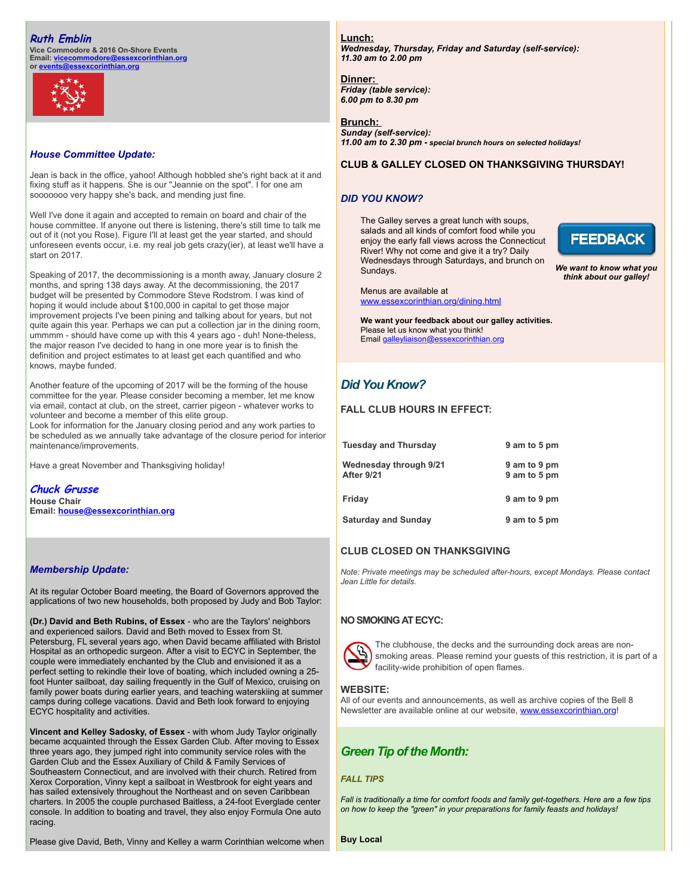***Ruth Emblin***
**Vice Commodore & 2016 On-Shore Events**
**Email: vicecommodore@essexcorinthian.org**
**or events@essexcorinthian.org**

### *House Committee Update:*

Jean is back in the office, yahoo! Although hobbled she's right back at it and fixing stuff as it happens. She is our "Jeannie on the spot". I for one am sooooooo very happy she's back, and mending just fine.

Well I've done it again and accepted to remain on board and chair of the house committee. If anyone out there is listening, there's still time to talk me out of it (not you Rose). Figure I'll at least get the year started, and should unforeseen events occur, i.e. my real job gets crazy(ier), at least we'll have a start on 2017.

Speaking of 2017, the decommissioning is a month away, January closure 2 months, and spring 138 days away. At the decommissioning, the 2017 budget will be presented by Commodore Steve Rodstrom. I was kind of hoping it would include about $100,000 in capital to get those major improvement projects I've been pining and talking about for years, but not quite again this year. Perhaps we can put a collection jar in the dining room, ummmm - should have come up with this 4 years ago - duh! None-theless, the major reason I've decided to hang in one more year is to finish the definition and project estimates to at least get each quantified and who knows, maybe funded.

Another feature of the upcoming of 2017 will be the forming of the house committee for the year. Please consider becoming a member, let me know via email, contact at club, on the street, carrier pigeon - whatever works to volunteer and become a member of this elite group.
Look for information for the January closing period and any work parties to be scheduled as we annually take advantage of the closure period for interior maintenance/improvements.

Have a great November and Thanksgiving holiday!

***Chuck Grusse***
**House Chair**
**Email: house@essexcorinthian.org**

### *Membership Update:*

At its regular October Board meeting, the Board of Governors approved the applications of two new households, both proposed by Judy and Bob Taylor:

**(Dr.) David and Beth Rubins, of Essex** - who are the Taylors' neighbors and experienced sailors. David and Beth moved to Essex from St. Petersburg, FL several years ago, when David became affiliated with Bristol Hospital as an orthopedic surgeon. After a visit to ECYC in September, the couple were immediately enchanted by the Club and envisioned it as a perfect setting to rekindle their love of boating, which included owning a 25-foot Hunter sailboat, day sailing frequently in the Gulf of Mexico, cruising on family power boats during earlier years, and teaching waterskiing at summer camps during college vacations. David and Beth look forward to enjoying ECYC hospitality and activities.

**Vincent and Kelley Sadosky, of Essex** - with whom Judy Taylor originally became acquainted through the Essex Garden Club. After moving to Essex three years ago, they jumped right into community service roles with the Garden Club and the Essex Auxiliary of Child & Family Services of Southeastern Connecticut, and are involved with their church. Retired from Xerox Corporation, Vinny kept a sailboat in Westbrook for eight years and has sailed extensively throughout the Northeast and on seven Caribbean charters. In 2005 the couple purchased Baitless, a 24-foot Everglade center console. In addition to boating and travel, they also enjoy Formula One auto racing.

Please give David, Beth, Vinny and Kelley a warm Corinthian welcome when

**Lunch:**
***Wednesday, Thursday, Friday and Saturday (self-service):***
***11.30 am to 2.00 pm***

**Dinner:**
***Friday (table service):***
***6.00 pm to 8.30 pm***

**Brunch:**
***Sunday (self-service):***
***11.00 am to 2.30 pm - special brunch hours on selected holidays!***

**CLUB & GALLEY CLOSED ON THANKSGIVING THURSDAY!**

### *DID YOU KNOW?*

The Galley serves a great lunch with soups, salads and all kinds of comfort food while you enjoy the early fall views across the Connecticut River! Why not come and give it a try? Daily Wednesdays through Saturdays, and brunch on Sundays.

FEEDBACK

***We want to know what you think about our galley!***

Menus are available at www.essexcorinthian.org/dining.html

**We want your feedback about our galley activities.**
Please let us know what you think!
Email galleyliaison@essexcorinthian.org

## *Did You Know?*

**FALL CLUB HOURS IN EFFECT:**

| | |
|---|---|
| **Tuesday and Thursday** | **9 am to 5 pm** |
| **Wednesday through 9/21** | **9 am to 9 pm** |
| **After 9/21** | **9 am to 5 pm** |
| **Friday** | **9 am to 9 pm** |
| **Saturday and Sunday** | **9 am to 5 pm** |

**CLUB CLOSED ON THANKSGIVING**

*Note: Private meetings may be scheduled after-hours, except Mondays. Please contact Jean Little for details.*

**NO SMOKING AT ECYC:**

The clubhouse, the decks and the surrounding dock areas are non-smoking areas. Please remind your guests of this restriction, it is part of a facility-wide prohibition of open flames.

**WEBSITE:**
All of our events and announcements, as well as archive copies of the Bell 8 Newsletter are available online at our website, www.essexcorinthian.org!

## *Green Tip of the Month:*

***FALL TIPS***

*Fall is traditionally a time for comfort foods and family get-togethers. Here are a few tips on how to keep the "green" in your preparations for family feasts and holidays!*

**Buy Local**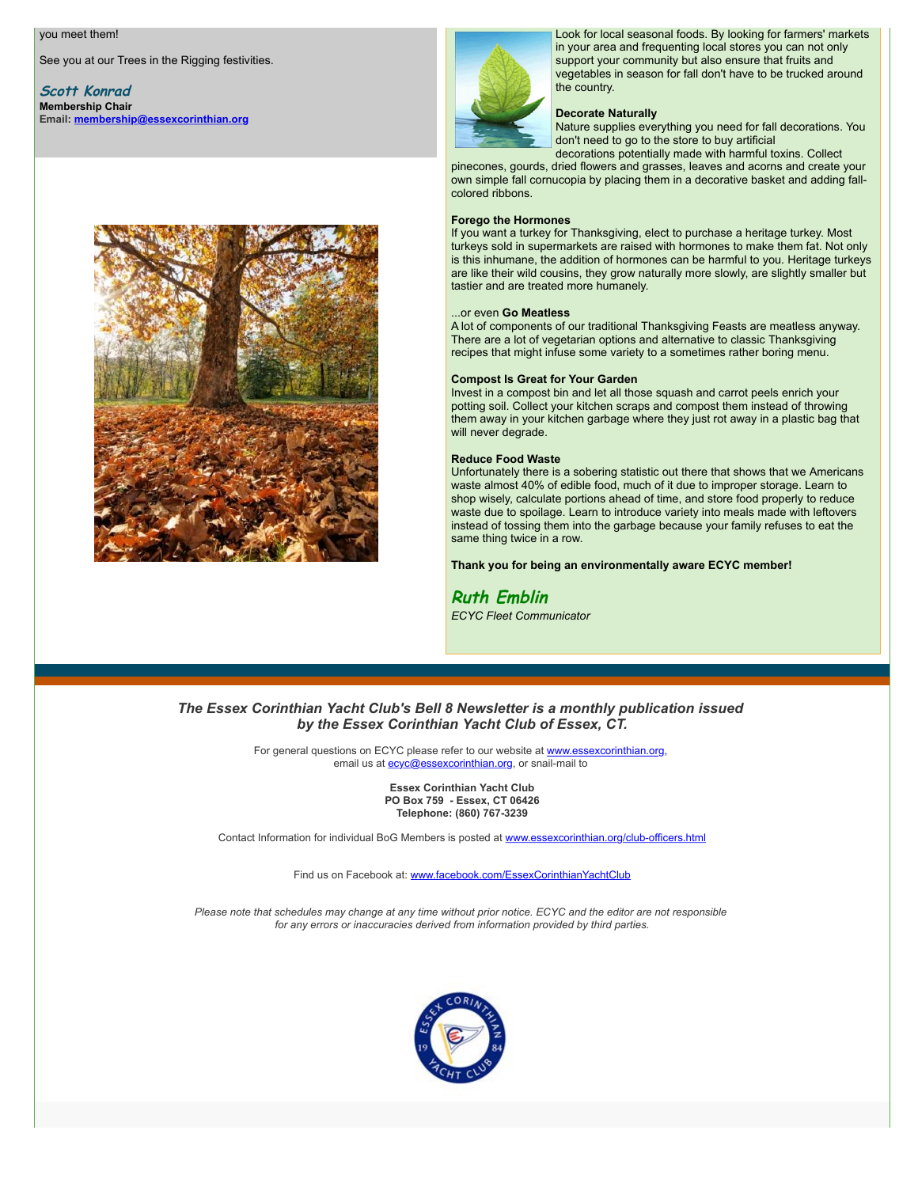you meet them!

See you at our Trees in the Rigging festivities.

*Scott Konrad*
**Membership Chair**
**Email: membership@essexcorinthian.org**

Look for local seasonal foods. By looking for farmers' markets in your area and frequenting local stores you can not only support your community but also ensure that fruits and vegetables in season for fall don't have to be trucked around the country.

**Decorate Naturally**
Nature supplies everything you need for fall decorations. You don't need to go to the store to buy artificial decorations potentially made with harmful toxins. Collect pinecones, gourds, dried flowers and grasses, leaves and acorns and create your own simple fall cornucopia by placing them in a decorative basket and adding fall-colored ribbons.

**Forego the Hormones**
If you want a turkey for Thanksgiving, elect to purchase a heritage turkey. Most turkeys sold in supermarkets are raised with hormones to make them fat. Not only is this inhumane, the addition of hormones can be harmful to you. Heritage turkeys are like their wild cousins, they grow naturally more slowly, are slightly smaller but tastier and are treated more humanely.

...or even **Go Meatless**
A lot of components of our traditional Thanksgiving Feasts are meatless anyway. There are a lot of vegetarian options and alternative to classic Thanksgiving recipes that might infuse some variety to a sometimes rather boring menu.

**Compost Is Great for Your Garden**
Invest in a compost bin and let all those squash and carrot peels enrich your potting soil. Collect your kitchen scraps and compost them instead of throwing them away in your kitchen garbage where they just rot away in a plastic bag that will never degrade.

**Reduce Food Waste**
Unfortunately there is a sobering statistic out there that shows that we Americans waste almost 40% of edible food, much of it due to improper storage. Learn to shop wisely, calculate portions ahead of time, and store food properly to reduce waste due to spoilage. Learn to introduce variety into meals made with leftovers instead of tossing them into the garbage because your family refuses to eat the same thing twice in a row.

**Thank you for being an environmentally aware ECYC member!**

*Ruth Emblin*
*ECYC Fleet Communicator*

***The Essex Corinthian Yacht Club's Bell 8 Newsletter is a monthly publication issued by the Essex Corinthian Yacht Club of Essex, CT.***

For general questions on ECYC please refer to our website at www.essexcorinthian.org, email us at ecyc@essexcorinthian.org, or snail-mail to

**Essex Corinthian Yacht Club**
**PO Box 759 - Essex, CT 06426**
**Telephone: (860) 767-3239**

Contact Information for individual BoG Members is posted at www.essexcorinthian.org/club-officers.html

Find us on Facebook at: www.facebook.com/EssexCorinthianYachtClub

*Please note that schedules may change at any time without prior notice. ECYC and the editor are not responsible for any errors or inaccuracies derived from information provided by third parties.*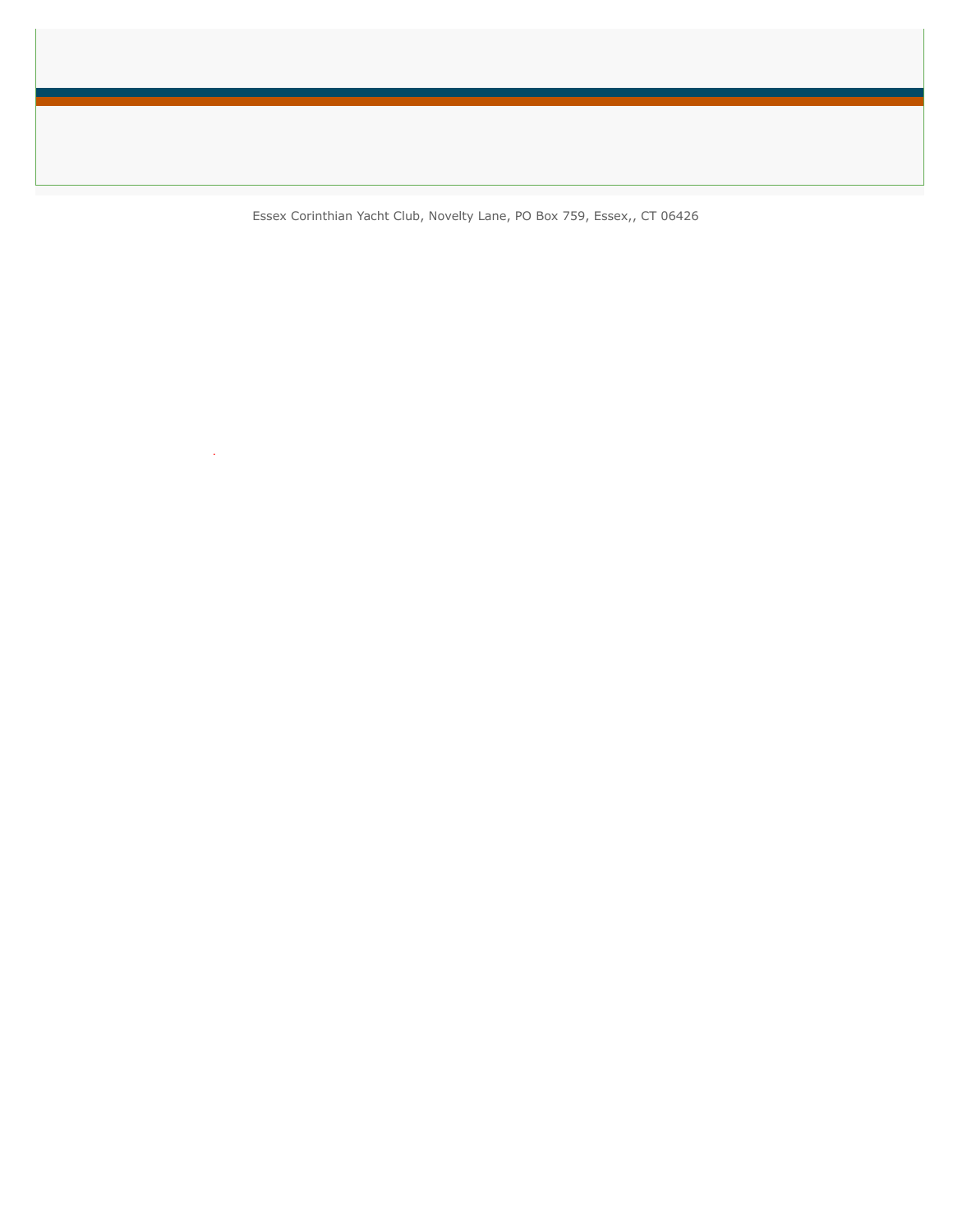Essex Corinthian Yacht Club, Novelty Lane, PO Box 759, Essex,, CT 06426